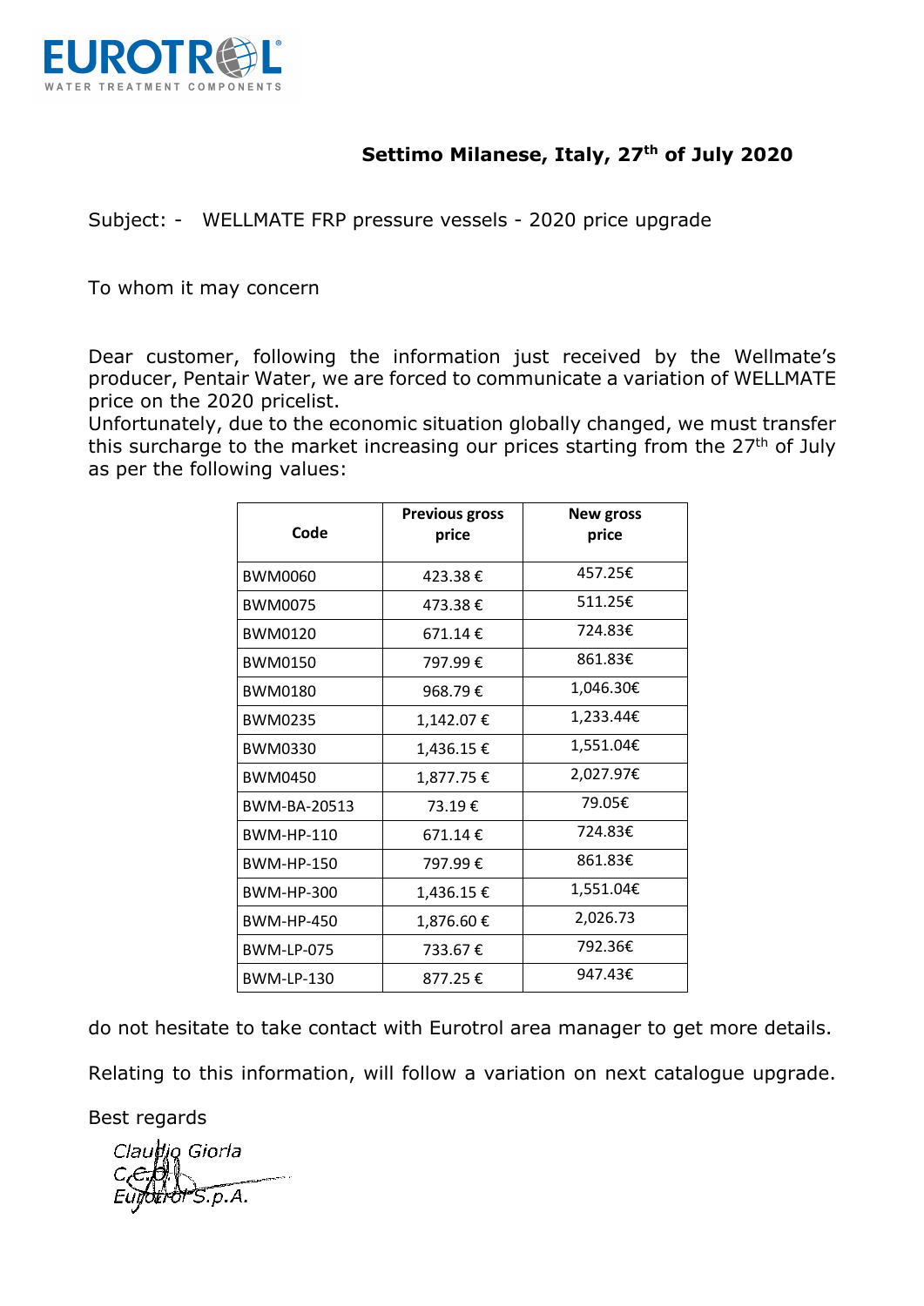EUROTROL
WATER TREATMENT COMPONENTS

**Settimo Milanese, Italy, 27th of July 2020**

Subject: - WELLMATE FRP pressure vessels - 2020 price upgrade

To whom it may concern

Dear customer, following the information just received by the Wellmate's producer, Pentair Water, we are forced to communicate a variation of WELLMATE price on the 2020 pricelist.
Unfortunately, due to the economic situation globally changed, we must transfer this surcharge to the market increasing our prices starting from the 27th of July as per the following values:

| Code | Previous gross price | New gross price |
|---|---|---|
| BWM0060 | 423.38 € | 457.25€ |
| BWM0075 | 473.38 € | 511.25€ |
| BWM0120 | 671.14 € | 724.83€ |
| BWM0150 | 797.99 € | 861.83€ |
| BWM0180 | 968.79 € | 1,046.30€ |
| BWM0235 | 1,142.07 € | 1,233.44€ |
| BWM0330 | 1,436.15 € | 1,551.04€ |
| BWM0450 | 1,877.75 € | 2,027.97€ |
| BWM-BA-20513 | 73.19 € | 79.05€ |
| BWM-HP-110 | 671.14 € | 724.83€ |
| BWM-HP-150 | 797.99 € | 861.83€ |
| BWM-HP-300 | 1,436.15 € | 1,551.04€ |
| BWM-HP-450 | 1,876.60 € | 2,026.73 |
| BWM-LP-075 | 733.67 € | 792.36€ |
| BWM-LP-130 | 877.25 € | 947.43€ |

do not hesitate to take contact with Eurotrol area manager to get more details.

Relating to this information, will follow a variation on next catalogue upgrade.

Best regards

*Claudio Giorla*
*C.E.O.*
*Eurotrol S.p.A.*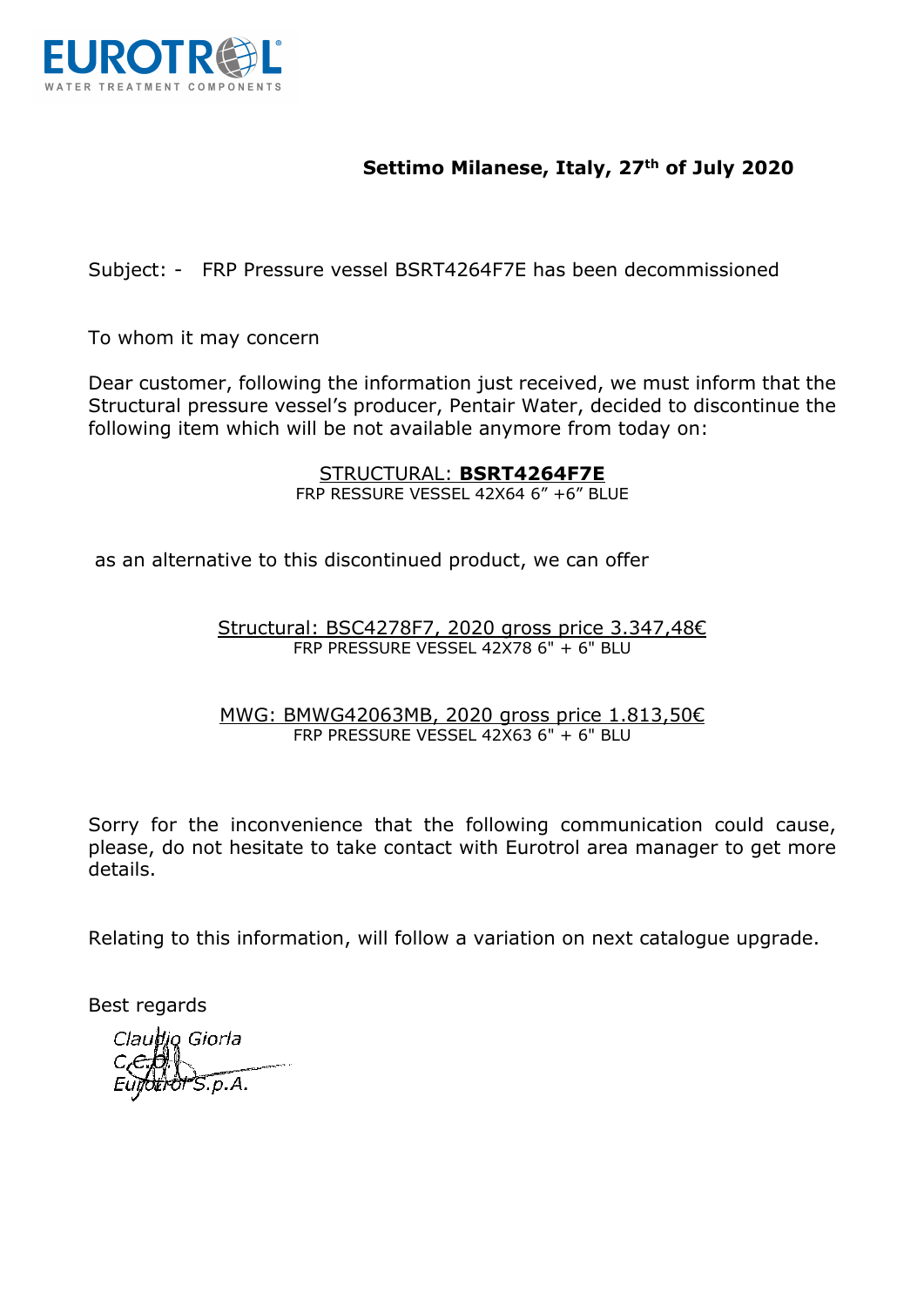EUROTROL
WATER TREATMENT COMPONENTS

**Settimo Milanese, Italy, 27th of July 2020**

Subject: - FRP Pressure vessel BSRT4264F7E has been decommissioned

To whom it may concern

Dear customer, following the information just received, we must inform that the Structural pressure vessel's producer, Pentair Water, decided to discontinue the following item which will be not available anymore from today on:

STRUCTURAL: **BSRT4264F7E**
FRP RESSURE VESSEL 42X64 6" +6" BLUE

as an alternative to this discontinued product, we can offer

Structural: BSC4278F7, 2020 gross price 3.347,48€
FRP PRESSURE VESSEL 42X78 6" + 6" BLU

MWG: BMWG42063MB, 2020 gross price 1.813,50€
FRP PRESSURE VESSEL 42X63 6" + 6" BLU

Sorry for the inconvenience that the following communication could cause, please, do not hesitate to take contact with Eurotrol area manager to get more details.

Relating to this information, will follow a variation on next catalogue upgrade.

Best regards

*Claudio Giorla*
*C.E.O.*
*Eurotrol S.p.A.*